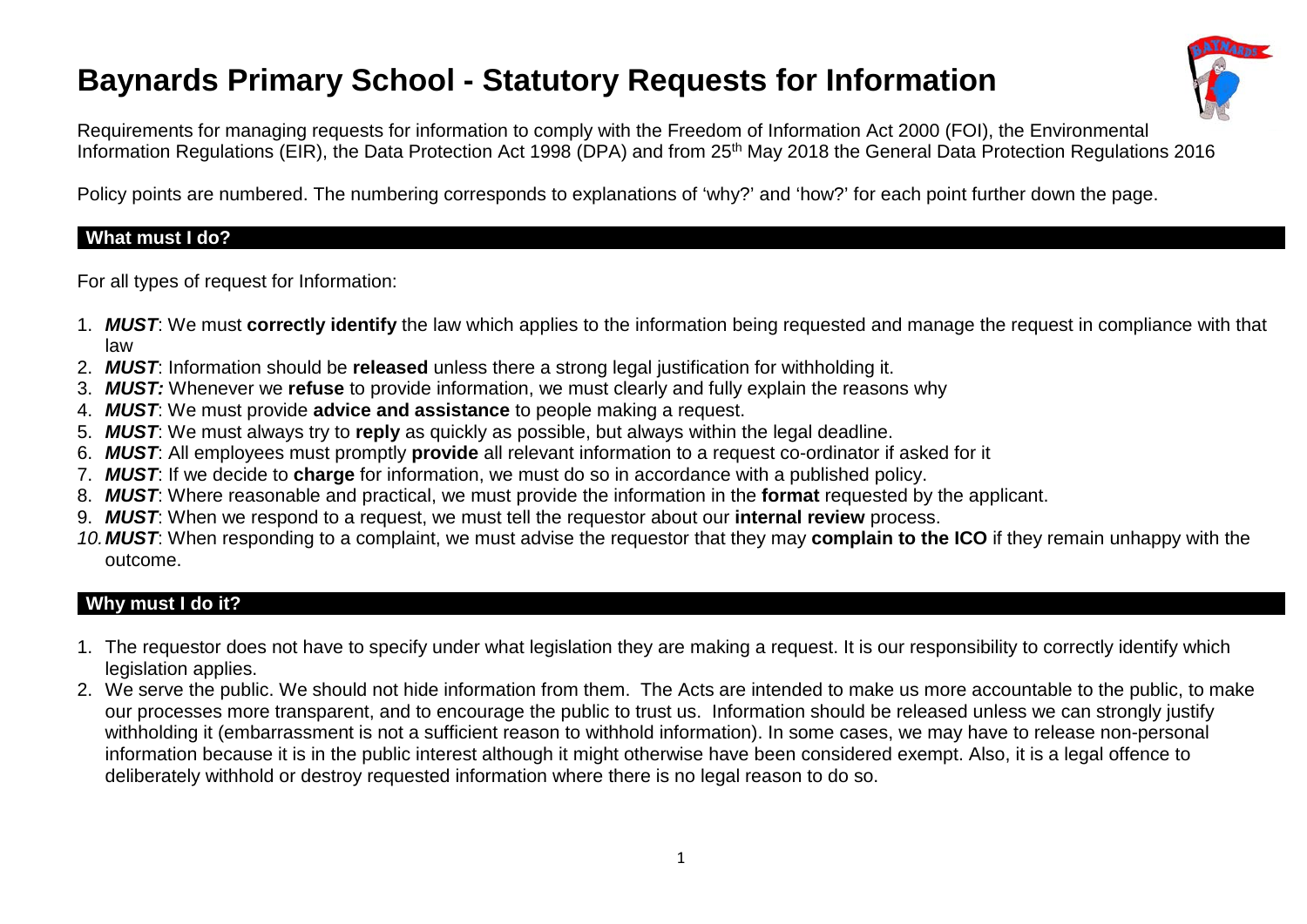# Baynards Primary School - Statutory Requests for Information

Requirements for managing requests for information to comply with the Freedom of Information Act 2000 (FOI), the Environmental Information Regulations (EIR), the Data Protection Act 1998 (DPA) and from 25th May 2018 the General Data Protection Regulations 2016

Policy points are numbered. The numbering corresponds to explanations of 'why?' and 'how?' for each point further down the page.

## What must I do?

For all types of request for Information:

1. ***MUST***: We must **correctly identify** the law which applies to the information being requested and manage the request in compliance with that law
2. ***MUST***: Information should be **released** unless there a strong legal justification for withholding it.
3. ***MUST:*** Whenever we **refuse** to provide information, we must clearly and fully explain the reasons why
4. ***MUST***: We must provide **advice and assistance** to people making a request.
5. ***MUST***: We must always try to **reply** as quickly as possible, but always within the legal deadline.
6. ***MUST***: All employees must promptly **provide** all relevant information to a request co-ordinator if asked for it
7. ***MUST***: If we decide to **charge** for information, we must do so in accordance with a published policy.
8. ***MUST***: Where reasonable and practical, we must provide the information in the **format** requested by the applicant.
9. ***MUST***: When we respond to a request, we must tell the requestor about our **internal review** process.
10. ***MUST***: When responding to a complaint, we must advise the requestor that they may **complain to the ICO** if they remain unhappy with the outcome.

## Why must I do it?

1. The requestor does not have to specify under what legislation they are making a request. It is our responsibility to correctly identify which legislation applies.
2. We serve the public. We should not hide information from them. The Acts are intended to make us more accountable to the public, to make our processes more transparent, and to encourage the public to trust us. Information should be released unless we can strongly justify withholding it (embarrassment is not a sufficient reason to withhold information). In some cases, we may have to release non-personal information because it is in the public interest although it might otherwise have been considered exempt. Also, it is a legal offence to deliberately withhold or destroy requested information where there is no legal reason to do so.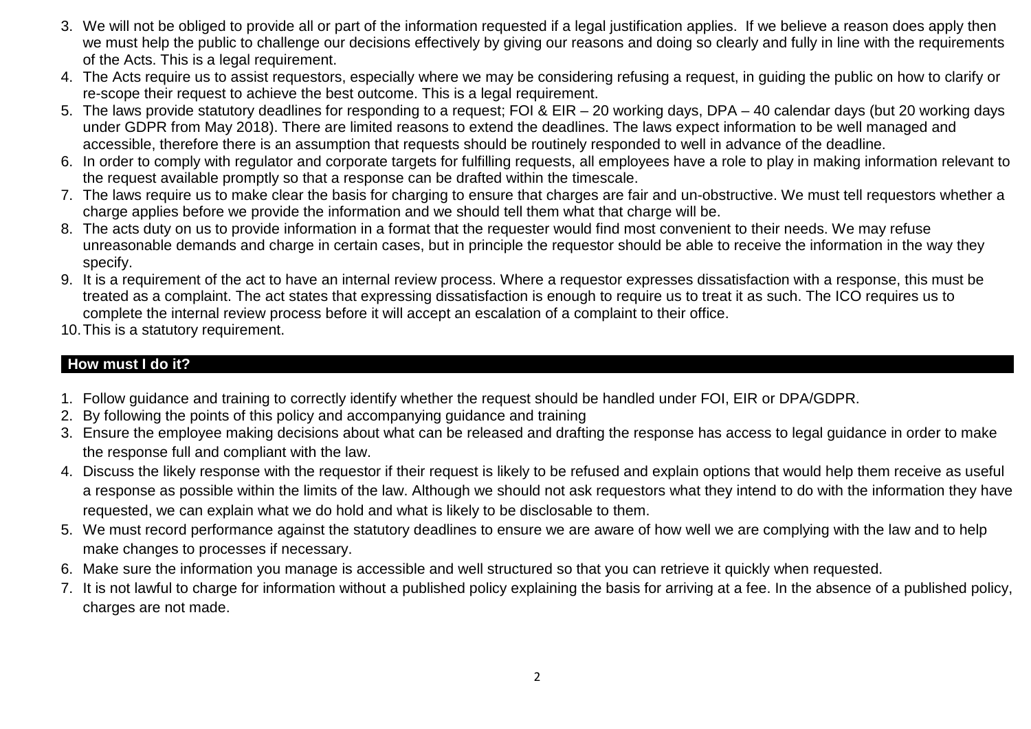3. We will not be obliged to provide all or part of the information requested if a legal justification applies. If we believe a reason does apply then we must help the public to challenge our decisions effectively by giving our reasons and doing so clearly and fully in line with the requirements of the Acts. This is a legal requirement.
4. The Acts require us to assist requestors, especially where we may be considering refusing a request, in guiding the public on how to clarify or re-scope their request to achieve the best outcome. This is a legal requirement.
5. The laws provide statutory deadlines for responding to a request; FOI & EIR – 20 working days, DPA – 40 calendar days (but 20 working days under GDPR from May 2018). There are limited reasons to extend the deadlines. The laws expect information to be well managed and accessible, therefore there is an assumption that requests should be routinely responded to well in advance of the deadline.
6. In order to comply with regulator and corporate targets for fulfilling requests, all employees have a role to play in making information relevant to the request available promptly so that a response can be drafted within the timescale.
7. The laws require us to make clear the basis for charging to ensure that charges are fair and un-obstructive. We must tell requestors whether a charge applies before we provide the information and we should tell them what that charge will be.
8. The acts duty on us to provide information in a format that the requester would find most convenient to their needs. We may refuse unreasonable demands and charge in certain cases, but in principle the requestor should be able to receive the information in the way they specify.
9. It is a requirement of the act to have an internal review process. Where a requestor expresses dissatisfaction with a response, this must be treated as a complaint. The act states that expressing dissatisfaction is enough to require us to treat it as such. The ICO requires us to complete the internal review process before it will accept an escalation of a complaint to their office.
10. This is a statutory requirement.

## How must I do it?

1. Follow guidance and training to correctly identify whether the request should be handled under FOI, EIR or DPA/GDPR.
2. By following the points of this policy and accompanying guidance and training
3. Ensure the employee making decisions about what can be released and drafting the response has access to legal guidance in order to make the response full and compliant with the law.
4. Discuss the likely response with the requestor if their request is likely to be refused and explain options that would help them receive as useful a response as possible within the limits of the law. Although we should not ask requestors what they intend to do with the information they have requested, we can explain what we do hold and what is likely to be disclosable to them.
5. We must record performance against the statutory deadlines to ensure we are aware of how well we are complying with the law and to help make changes to processes if necessary.
6. Make sure the information you manage is accessible and well structured so that you can retrieve it quickly when requested.
7. It is not lawful to charge for information without a published policy explaining the basis for arriving at a fee. In the absence of a published policy, charges are not made.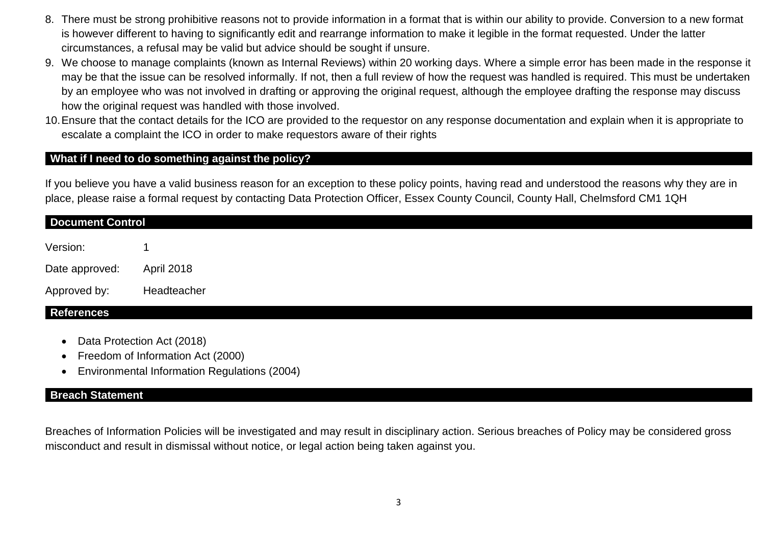8. There must be strong prohibitive reasons not to provide information in a format that is within our ability to provide. Conversion to a new format is however different to having to significantly edit and rearrange information to make it legible in the format requested. Under the latter circumstances, a refusal may be valid but advice should be sought if unsure.
9. We choose to manage complaints (known as Internal Reviews) within 20 working days. Where a simple error has been made in the response it may be that the issue can be resolved informally. If not, then a full review of how the request was handled is required. This must be undertaken by an employee who was not involved in drafting or approving the original request, although the employee drafting the response may discuss how the original request was handled with those involved.
10. Ensure that the contact details for the ICO are provided to the requestor on any response documentation and explain when it is appropriate to escalate a complaint the ICO in order to make requestors aware of their rights

## What if I need to do something against the policy?

If you believe you have a valid business reason for an exception to these policy points, having read and understood the reasons why they are in place, please raise a formal request by contacting Data Protection Officer, Essex County Council, County Hall, Chelmsford CM1 1QH

## Document Control

| | |
|---|---|
| Version: | 1 |
| Date approved: | April 2018 |
| Approved by: | Headteacher |

## References

- Data Protection Act (2018)
- Freedom of Information Act (2000)
- Environmental Information Regulations (2004)

## Breach Statement

Breaches of Information Policies will be investigated and may result in disciplinary action. Serious breaches of Policy may be considered gross misconduct and result in dismissal without notice, or legal action being taken against you.